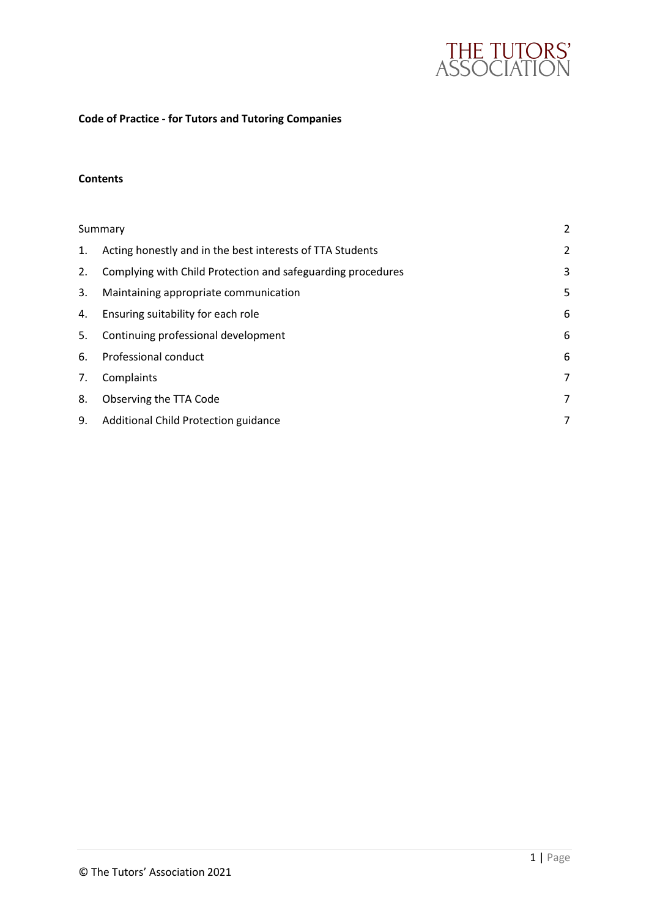THE TUTORS' ASSOCIATION

**Code of Practice - for Tutors and Tutoring Companies**

**Contents**

| | | |
|---|---|---|
| Summary | | 2 |
| 1. | Acting honestly and in the best interests of TTA Students | 2 |
| 2. | Complying with Child Protection and safeguarding procedures | 3 |
| 3. | Maintaining appropriate communication | 5 |
| 4. | Ensuring suitability for each role | 6 |
| 5. | Continuing professional development | 6 |
| 6. | Professional conduct | 6 |
| 7. | Complaints | 7 |
| 8. | Observing the TTA Code | 7 |
| 9. | Additional Child Protection guidance | 7 |

© The Tutors' Association 2021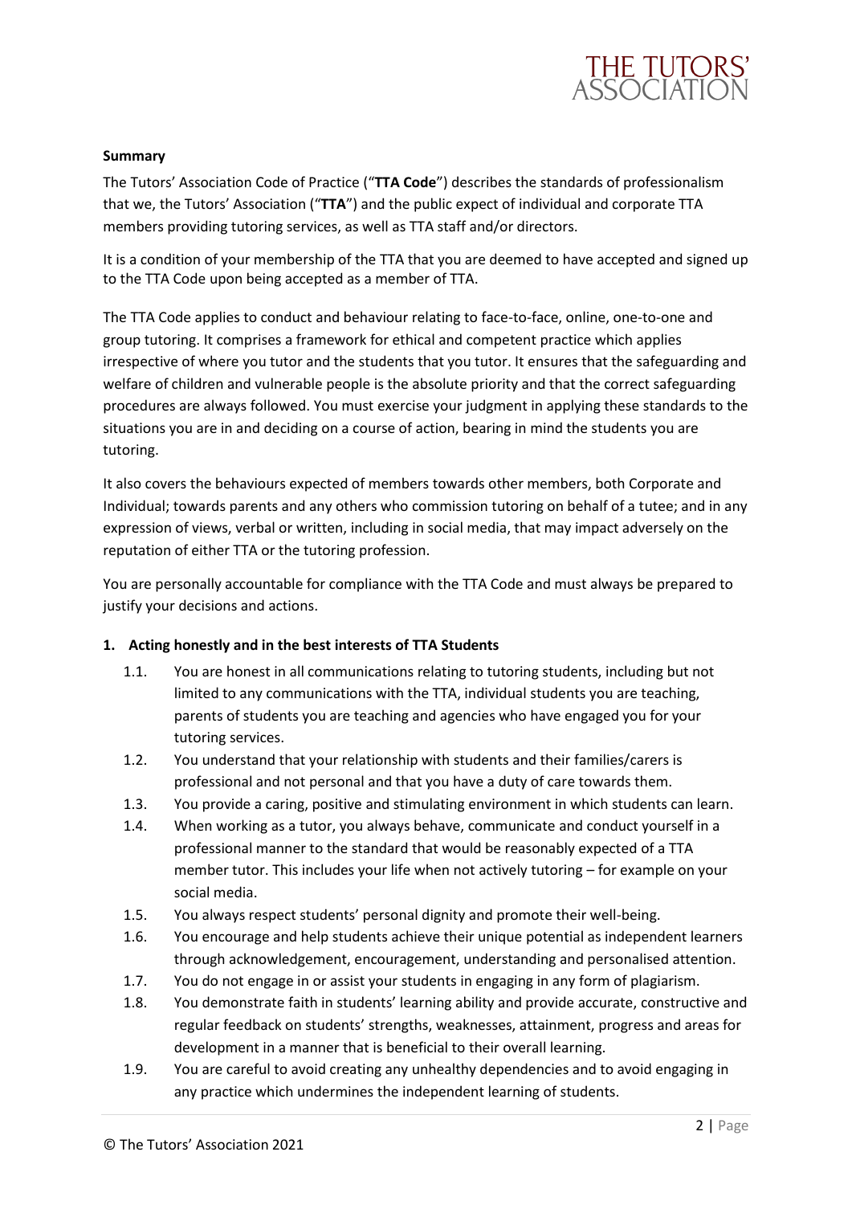**Summary**

The Tutors' Association Code of Practice ("**TTA Code**") describes the standards of professionalism that we, the Tutors' Association ("**TTA**") and the public expect of individual and corporate TTA members providing tutoring services, as well as TTA staff and/or directors.

It is a condition of your membership of the TTA that you are deemed to have accepted and signed up to the TTA Code upon being accepted as a member of TTA.

The TTA Code applies to conduct and behaviour relating to face-to-face, online, one-to-one and group tutoring. It comprises a framework for ethical and competent practice which applies irrespective of where you tutor and the students that you tutor. It ensures that the safeguarding and welfare of children and vulnerable people is the absolute priority and that the correct safeguarding procedures are always followed. You must exercise your judgment in applying these standards to the situations you are in and deciding on a course of action, bearing in mind the students you are tutoring.

It also covers the behaviours expected of members towards other members, both Corporate and Individual; towards parents and any others who commission tutoring on behalf of a tutee; and in any expression of views, verbal or written, including in social media, that may impact adversely on the reputation of either TTA or the tutoring profession.

You are personally accountable for compliance with the TTA Code and must always be prepared to justify your decisions and actions.

**1. Acting honestly and in the best interests of TTA Students**

- 1.1. You are honest in all communications relating to tutoring students, including but not limited to any communications with the TTA, individual students you are teaching, parents of students you are teaching and agencies who have engaged you for your tutoring services.
- 1.2. You understand that your relationship with students and their families/carers is professional and not personal and that you have a duty of care towards them.
- 1.3. You provide a caring, positive and stimulating environment in which students can learn.
- 1.4. When working as a tutor, you always behave, communicate and conduct yourself in a professional manner to the standard that would be reasonably expected of a TTA member tutor. This includes your life when not actively tutoring – for example on your social media.
- 1.5. You always respect students' personal dignity and promote their well-being.
- 1.6. You encourage and help students achieve their unique potential as independent learners through acknowledgement, encouragement, understanding and personalised attention.
- 1.7. You do not engage in or assist your students in engaging in any form of plagiarism.
- 1.8. You demonstrate faith in students' learning ability and provide accurate, constructive and regular feedback on students' strengths, weaknesses, attainment, progress and areas for development in a manner that is beneficial to their overall learning.
- 1.9. You are careful to avoid creating any unhealthy dependencies and to avoid engaging in any practice which undermines the independent learning of students.

© The Tutors' Association 2021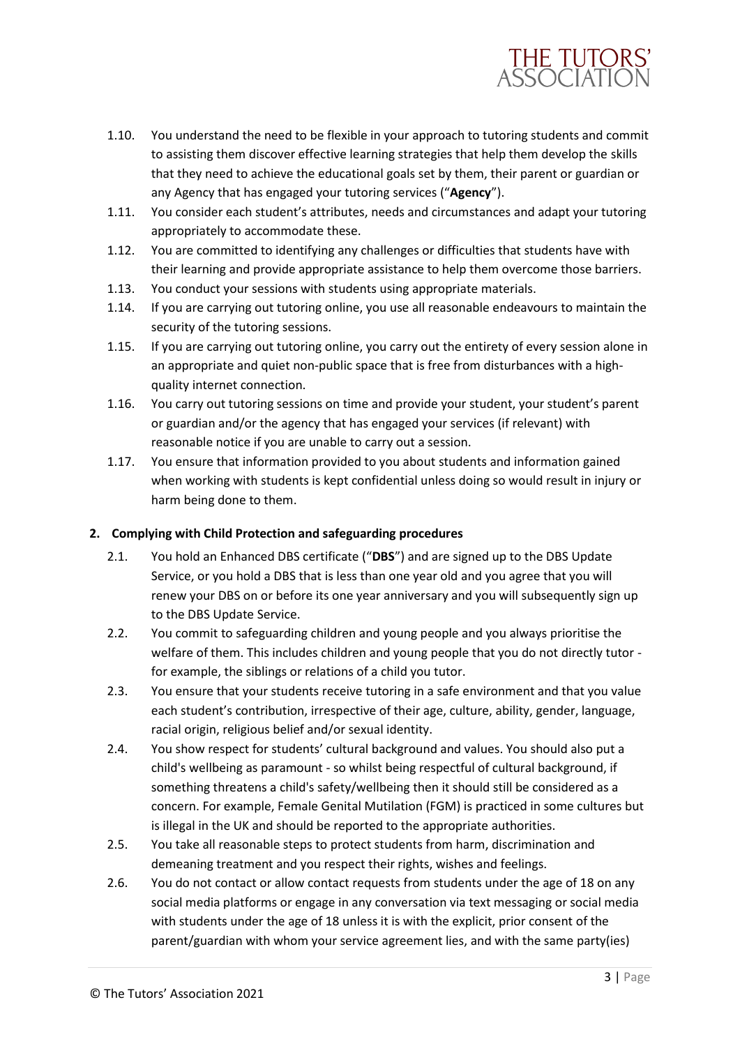1.10. You understand the need to be flexible in your approach to tutoring students and commit to assisting them discover effective learning strategies that help them develop the skills that they need to achieve the educational goals set by them, their parent or guardian or any Agency that has engaged your tutoring services ("**Agency**").

1.11. You consider each student's attributes, needs and circumstances and adapt your tutoring appropriately to accommodate these.

1.12. You are committed to identifying any challenges or difficulties that students have with their learning and provide appropriate assistance to help them overcome those barriers.

1.13. You conduct your sessions with students using appropriate materials.

1.14. If you are carrying out tutoring online, you use all reasonable endeavours to maintain the security of the tutoring sessions.

1.15. If you are carrying out tutoring online, you carry out the entirety of every session alone in an appropriate and quiet non-public space that is free from disturbances with a high-quality internet connection.

1.16. You carry out tutoring sessions on time and provide your student, your student's parent or guardian and/or the agency that has engaged your services (if relevant) with reasonable notice if you are unable to carry out a session.

1.17. You ensure that information provided to you about students and information gained when working with students is kept confidential unless doing so would result in injury or harm being done to them.

## 2. Complying with Child Protection and safeguarding procedures

2.1. You hold an Enhanced DBS certificate ("**DBS**") and are signed up to the DBS Update Service, or you hold a DBS that is less than one year old and you agree that you will renew your DBS on or before its one year anniversary and you will subsequently sign up to the DBS Update Service.

2.2. You commit to safeguarding children and young people and you always prioritise the welfare of them. This includes children and young people that you do not directly tutor - for example, the siblings or relations of a child you tutor.

2.3. You ensure that your students receive tutoring in a safe environment and that you value each student's contribution, irrespective of their age, culture, ability, gender, language, racial origin, religious belief and/or sexual identity.

2.4. You show respect for students' cultural background and values. You should also put a child's wellbeing as paramount - so whilst being respectful of cultural background, if something threatens a child's safety/wellbeing then it should still be considered as a concern. For example, Female Genital Mutilation (FGM) is practiced in some cultures but is illegal in the UK and should be reported to the appropriate authorities.

2.5. You take all reasonable steps to protect students from harm, discrimination and demeaning treatment and you respect their rights, wishes and feelings.

2.6. You do not contact or allow contact requests from students under the age of 18 on any social media platforms or engage in any conversation via text messaging or social media with students under the age of 18 unless it is with the explicit, prior consent of the parent/guardian with whom your service agreement lies, and with the same party(ies)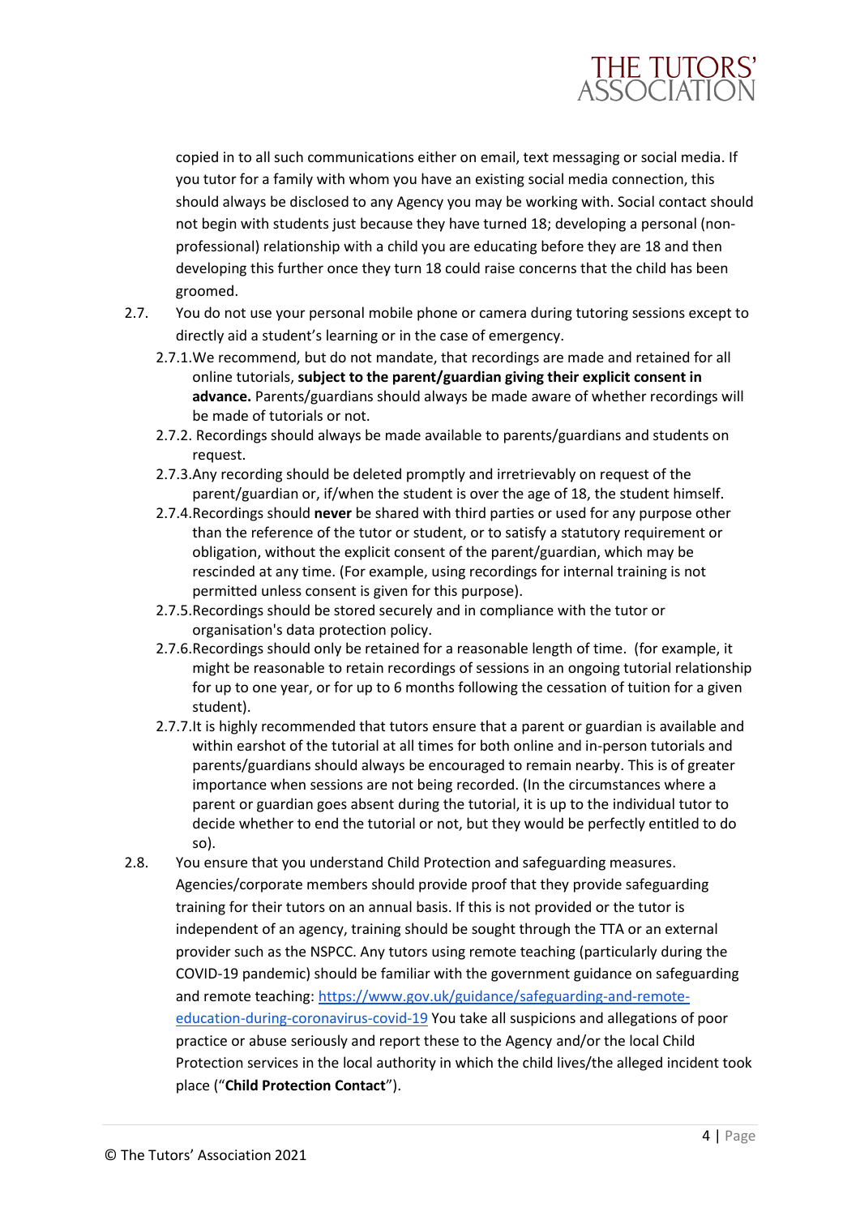copied in to all such communications either on email, text messaging or social media. If you tutor for a family with whom you have an existing social media connection, this should always be disclosed to any Agency you may be working with. Social contact should not begin with students just because they have turned 18; developing a personal (non-professional) relationship with a child you are educating before they are 18 and then developing this further once they turn 18 could raise concerns that the child has been groomed.

2.7. You do not use your personal mobile phone or camera during tutoring sessions except to directly aid a student's learning or in the case of emergency.

   2.7.1. We recommend, but do not mandate, that recordings are made and retained for all online tutorials, **subject to the parent/guardian giving their explicit consent in advance.** Parents/guardians should always be made aware of whether recordings will be made of tutorials or not.

   2.7.2. Recordings should always be made available to parents/guardians and students on request.

   2.7.3. Any recording should be deleted promptly and irretrievably on request of the parent/guardian or, if/when the student is over the age of 18, the student himself.

   2.7.4. Recordings should **never** be shared with third parties or used for any purpose other than the reference of the tutor or student, or to satisfy a statutory requirement or obligation, without the explicit consent of the parent/guardian, which may be rescinded at any time. (For example, using recordings for internal training is not permitted unless consent is given for this purpose).

   2.7.5. Recordings should be stored securely and in compliance with the tutor or organisation's data protection policy.

   2.7.6. Recordings should only be retained for a reasonable length of time. (for example, it might be reasonable to retain recordings of sessions in an ongoing tutorial relationship for up to one year, or for up to 6 months following the cessation of tuition for a given student).

   2.7.7. It is highly recommended that tutors ensure that a parent or guardian is available and within earshot of the tutorial at all times for both online and in-person tutorials and parents/guardians should always be encouraged to remain nearby. This is of greater importance when sessions are not being recorded. (In the circumstances where a parent or guardian goes absent during the tutorial, it is up to the individual tutor to decide whether to end the tutorial or not, but they would be perfectly entitled to do so).

2.8. You ensure that you understand Child Protection and safeguarding measures. Agencies/corporate members should provide proof that they provide safeguarding training for their tutors on an annual basis. If this is not provided or the tutor is independent of an agency, training should be sought through the TTA or an external provider such as the NSPCC. Any tutors using remote teaching (particularly during the COVID-19 pandemic) should be familiar with the government guidance on safeguarding and remote teaching: [https://www.gov.uk/guidance/safeguarding-and-remote-education-during-coronavirus-covid-19](https://www.gov.uk/guidance/safeguarding-and-remote-education-during-coronavirus-covid-19) You take all suspicions and allegations of poor practice or abuse seriously and report these to the Agency and/or the local Child Protection services in the local authority in which the child lives/the alleged incident took place ("**Child Protection Contact**").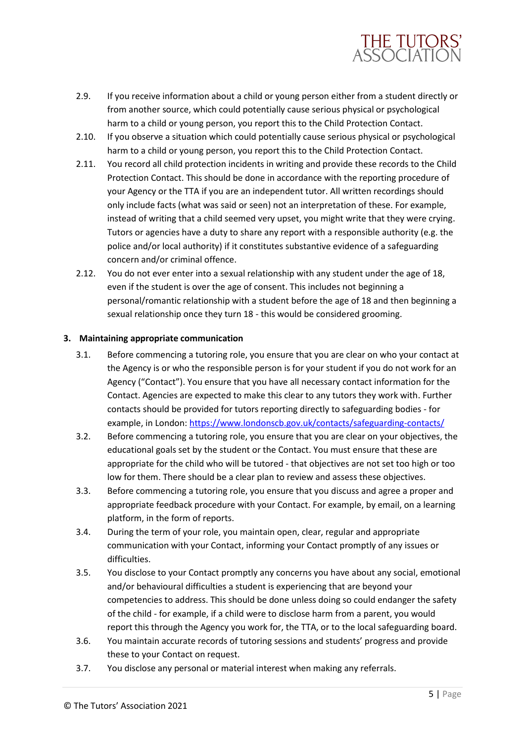2.9. If you receive information about a child or young person either from a student directly or from another source, which could potentially cause serious physical or psychological harm to a child or young person, you report this to the Child Protection Contact.

2.10. If you observe a situation which could potentially cause serious physical or psychological harm to a child or young person, you report this to the Child Protection Contact.

2.11. You record all child protection incidents in writing and provide these records to the Child Protection Contact. This should be done in accordance with the reporting procedure of your Agency or the TTA if you are an independent tutor. All written recordings should only include facts (what was said or seen) not an interpretation of these. For example, instead of writing that a child seemed very upset, you might write that they were crying. Tutors or agencies have a duty to share any report with a responsible authority (e.g. the police and/or local authority) if it constitutes substantive evidence of a safeguarding concern and/or criminal offence.

2.12. You do not ever enter into a sexual relationship with any student under the age of 18, even if the student is over the age of consent. This includes not beginning a personal/romantic relationship with a student before the age of 18 and then beginning a sexual relationship once they turn 18 - this would be considered grooming.

## 3. Maintaining appropriate communication

3.1. Before commencing a tutoring role, you ensure that you are clear on who your contact at the Agency is or who the responsible person is for your student if you do not work for an Agency ("Contact"). You ensure that you have all necessary contact information for the Contact. Agencies are expected to make this clear to any tutors they work with. Further contacts should be provided for tutors reporting directly to safeguarding bodies - for example, in London: [https://www.londonscb.gov.uk/contacts/safeguarding-contacts/](https://www.londonscb.gov.uk/contacts/safeguarding-contacts/)

3.2. Before commencing a tutoring role, you ensure that you are clear on your objectives, the educational goals set by the student or the Contact. You must ensure that these are appropriate for the child who will be tutored - that objectives are not set too high or too low for them. There should be a clear plan to review and assess these objectives.

3.3. Before commencing a tutoring role, you ensure that you discuss and agree a proper and appropriate feedback procedure with your Contact. For example, by email, on a learning platform, in the form of reports.

3.4. During the term of your role, you maintain open, clear, regular and appropriate communication with your Contact, informing your Contact promptly of any issues or difficulties.

3.5. You disclose to your Contact promptly any concerns you have about any social, emotional and/or behavioural difficulties a student is experiencing that are beyond your competencies to address. This should be done unless doing so could endanger the safety of the child - for example, if a child were to disclose harm from a parent, you would report this through the Agency you work for, the TTA, or to the local safeguarding board.

3.6. You maintain accurate records of tutoring sessions and students' progress and provide these to your Contact on request.

3.7. You disclose any personal or material interest when making any referrals.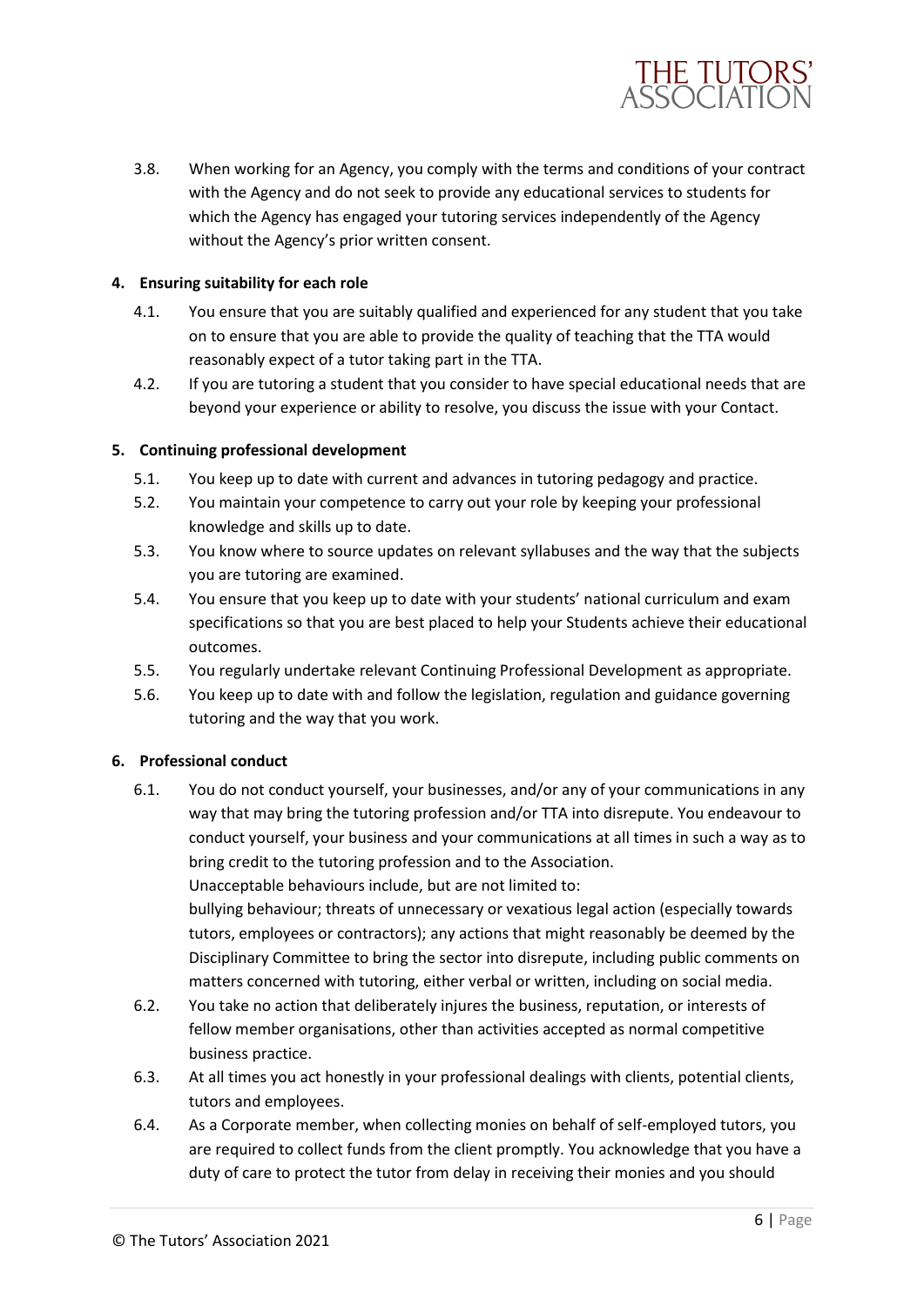3.8. When working for an Agency, you comply with the terms and conditions of your contract with the Agency and do not seek to provide any educational services to students for which the Agency has engaged your tutoring services independently of the Agency without the Agency's prior written consent.

**4. Ensuring suitability for each role**

4.1. You ensure that you are suitably qualified and experienced for any student that you take on to ensure that you are able to provide the quality of teaching that the TTA would reasonably expect of a tutor taking part in the TTA.

4.2. If you are tutoring a student that you consider to have special educational needs that are beyond your experience or ability to resolve, you discuss the issue with your Contact.

**5. Continuing professional development**

5.1. You keep up to date with current and advances in tutoring pedagogy and practice.

5.2. You maintain your competence to carry out your role by keeping your professional knowledge and skills up to date.

5.3. You know where to source updates on relevant syllabuses and the way that the subjects you are tutoring are examined.

5.4. You ensure that you keep up to date with your students' national curriculum and exam specifications so that you are best placed to help your Students achieve their educational outcomes.

5.5. You regularly undertake relevant Continuing Professional Development as appropriate.

5.6. You keep up to date with and follow the legislation, regulation and guidance governing tutoring and the way that you work.

**6. Professional conduct**

6.1. You do not conduct yourself, your businesses, and/or any of your communications in any way that may bring the tutoring profession and/or TTA into disrepute. You endeavour to conduct yourself, your business and your communications at all times in such a way as to bring credit to the tutoring profession and to the Association.
Unacceptable behaviours include, but are not limited to:
bullying behaviour; threats of unnecessary or vexatious legal action (especially towards tutors, employees or contractors); any actions that might reasonably be deemed by the Disciplinary Committee to bring the sector into disrepute, including public comments on matters concerned with tutoring, either verbal or written, including on social media.

6.2. You take no action that deliberately injures the business, reputation, or interests of fellow member organisations, other than activities accepted as normal competitive business practice.

6.3. At all times you act honestly in your professional dealings with clients, potential clients, tutors and employees.

6.4. As a Corporate member, when collecting monies on behalf of self-employed tutors, you are required to collect funds from the client promptly. You acknowledge that you have a duty of care to protect the tutor from delay in receiving their monies and you should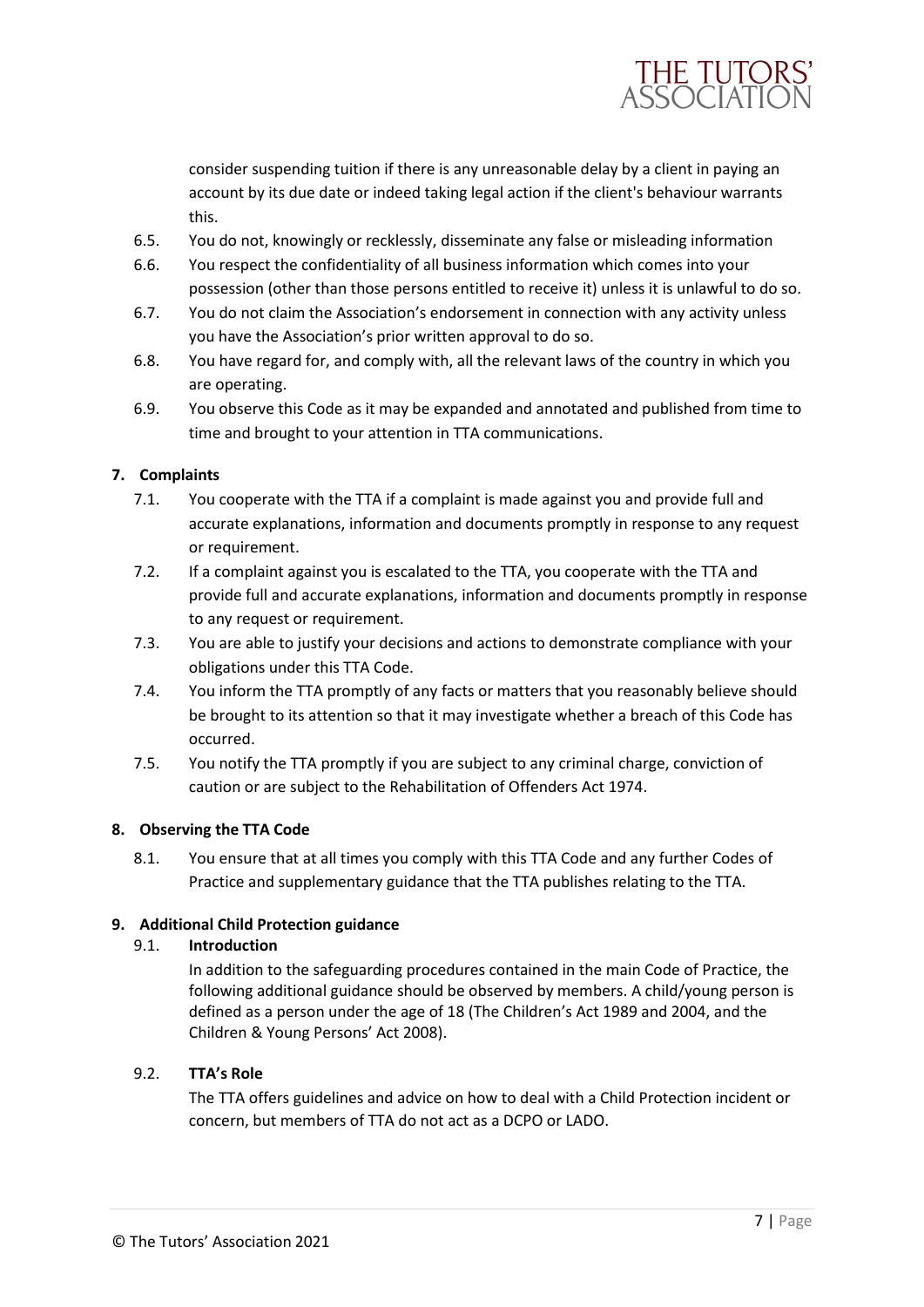consider suspending tuition if there is any unreasonable delay by a client in paying an account by its due date or indeed taking legal action if the client's behaviour warrants this.

6.5. You do not, knowingly or recklessly, disseminate any false or misleading information

6.6. You respect the confidentiality of all business information which comes into your possession (other than those persons entitled to receive it) unless it is unlawful to do so.

6.7. You do not claim the Association's endorsement in connection with any activity unless you have the Association's prior written approval to do so.

6.8. You have regard for, and comply with, all the relevant laws of the country in which you are operating.

6.9. You observe this Code as it may be expanded and annotated and published from time to time and brought to your attention in TTA communications.

## 7. Complaints

7.1. You cooperate with the TTA if a complaint is made against you and provide full and accurate explanations, information and documents promptly in response to any request or requirement.

7.2. If a complaint against you is escalated to the TTA, you cooperate with the TTA and provide full and accurate explanations, information and documents promptly in response to any request or requirement.

7.3. You are able to justify your decisions and actions to demonstrate compliance with your obligations under this TTA Code.

7.4. You inform the TTA promptly of any facts or matters that you reasonably believe should be brought to its attention so that it may investigate whether a breach of this Code has occurred.

7.5. You notify the TTA promptly if you are subject to any criminal charge, conviction of caution or are subject to the Rehabilitation of Offenders Act 1974.

## 8. Observing the TTA Code

8.1. You ensure that at all times you comply with this TTA Code and any further Codes of Practice and supplementary guidance that the TTA publishes relating to the TTA.

## 9. Additional Child Protection guidance

### 9.1. Introduction

In addition to the safeguarding procedures contained in the main Code of Practice, the following additional guidance should be observed by members. A child/young person is defined as a person under the age of 18 (The Children's Act 1989 and 2004, and the Children & Young Persons' Act 2008).

### 9.2. TTA's Role

The TTA offers guidelines and advice on how to deal with a Child Protection incident or concern, but members of TTA do not act as a DCPO or LADO.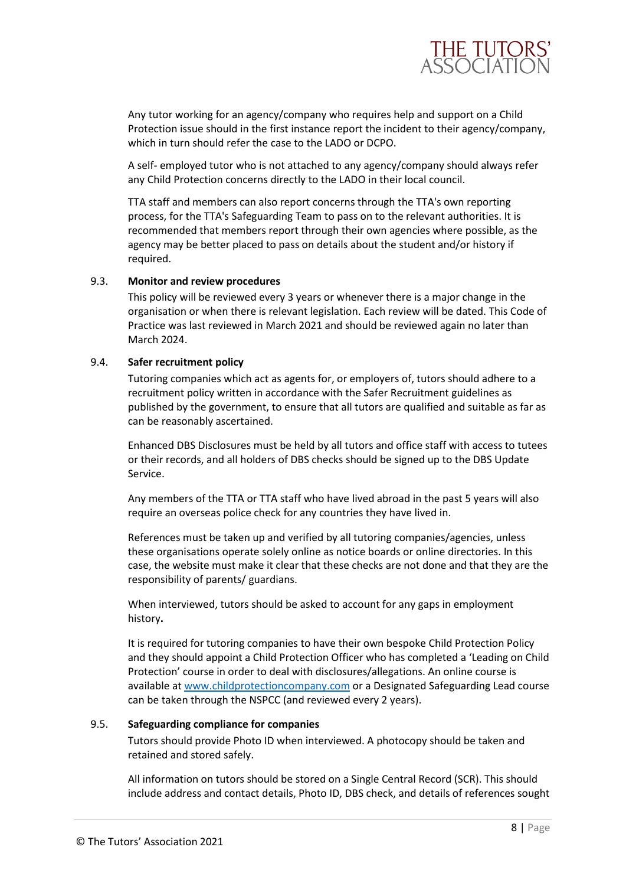Any tutor working for an agency/company who requires help and support on a Child Protection issue should in the first instance report the incident to their agency/company, which in turn should refer the case to the LADO or DCPO.

A self- employed tutor who is not attached to any agency/company should always refer any Child Protection concerns directly to the LADO in their local council.

TTA staff and members can also report concerns through the TTA's own reporting process, for the TTA's Safeguarding Team to pass on to the relevant authorities. It is recommended that members report through their own agencies where possible, as the agency may be better placed to pass on details about the student and/or history if required.

### 9.3. Monitor and review procedures

This policy will be reviewed every 3 years or whenever there is a major change in the organisation or when there is relevant legislation. Each review will be dated. This Code of Practice was last reviewed in March 2021 and should be reviewed again no later than March 2024.

### 9.4. Safer recruitment policy

Tutoring companies which act as agents for, or employers of, tutors should adhere to a recruitment policy written in accordance with the Safer Recruitment guidelines as published by the government, to ensure that all tutors are qualified and suitable as far as can be reasonably ascertained.

Enhanced DBS Disclosures must be held by all tutors and office staff with access to tutees or their records, and all holders of DBS checks should be signed up to the DBS Update Service.

Any members of the TTA or TTA staff who have lived abroad in the past 5 years will also require an overseas police check for any countries they have lived in.

References must be taken up and verified by all tutoring companies/agencies, unless these organisations operate solely online as notice boards or online directories. In this case, the website must make it clear that these checks are not done and that they are the responsibility of parents/ guardians.

When interviewed, tutors should be asked to account for any gaps in employment history**.**

It is required for tutoring companies to have their own bespoke Child Protection Policy and they should appoint a Child Protection Officer who has completed a 'Leading on Child Protection' course in order to deal with disclosures/allegations. An online course is available at [www.childprotectioncompany.com](http://www.childprotectioncompany.com) or a Designated Safeguarding Lead course can be taken through the NSPCC (and reviewed every 2 years).

### 9.5. Safeguarding compliance for companies

Tutors should provide Photo ID when interviewed. A photocopy should be taken and retained and stored safely.

All information on tutors should be stored on a Single Central Record (SCR). This should include address and contact details, Photo ID, DBS check, and details of references sought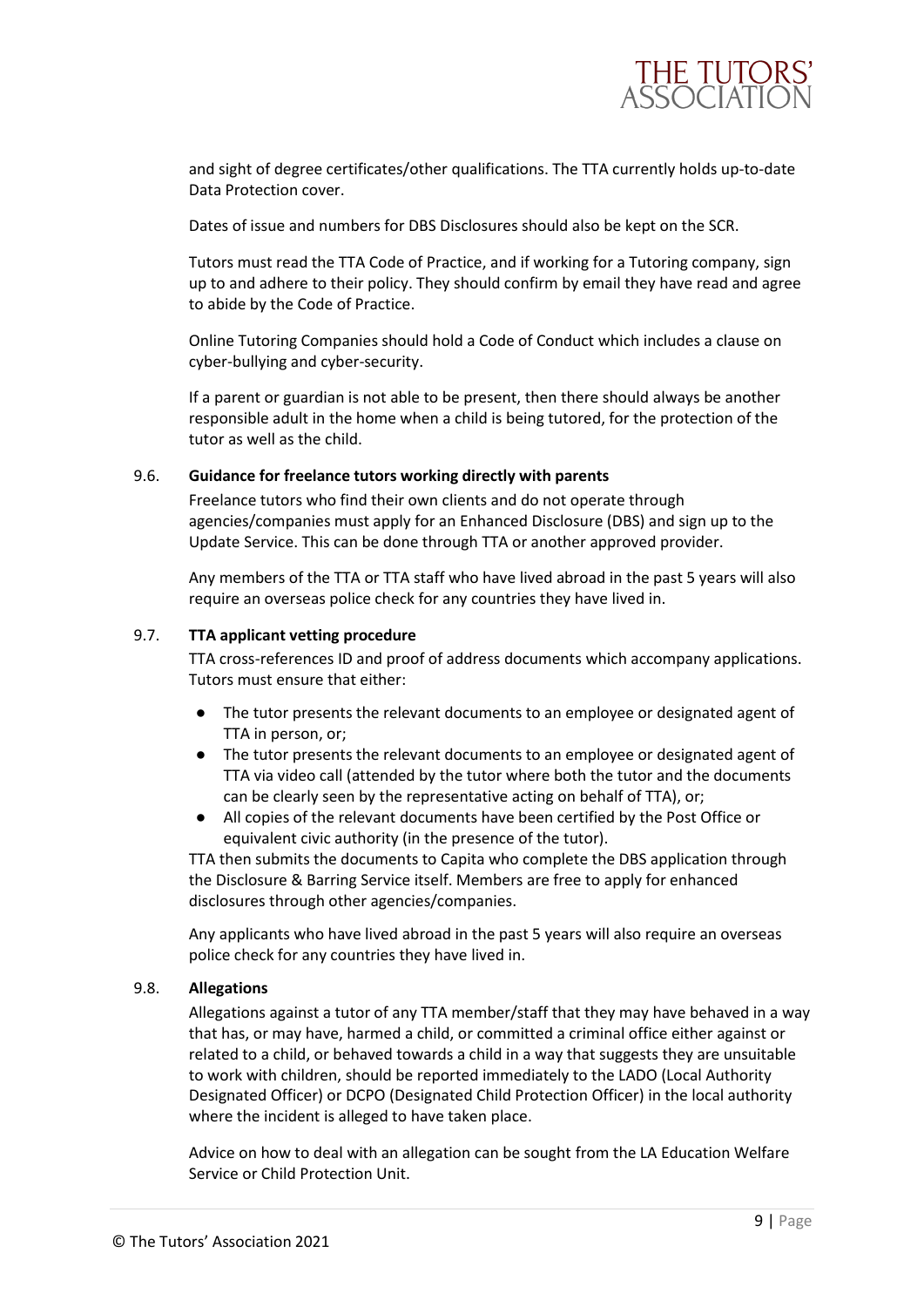and sight of degree certificates/other qualifications. The TTA currently holds up-to-date Data Protection cover.

Dates of issue and numbers for DBS Disclosures should also be kept on the SCR.

Tutors must read the TTA Code of Practice, and if working for a Tutoring company, sign up to and adhere to their policy. They should confirm by email they have read and agree to abide by the Code of Practice.

Online Tutoring Companies should hold a Code of Conduct which includes a clause on cyber-bullying and cyber-security.

If a parent or guardian is not able to be present, then there should always be another responsible adult in the home when a child is being tutored, for the protection of the tutor as well as the child.

### 9.6. Guidance for freelance tutors working directly with parents

Freelance tutors who find their own clients and do not operate through agencies/companies must apply for an Enhanced Disclosure (DBS) and sign up to the Update Service. This can be done through TTA or another approved provider.

Any members of the TTA or TTA staff who have lived abroad in the past 5 years will also require an overseas police check for any countries they have lived in.

### 9.7. TTA applicant vetting procedure

TTA cross-references ID and proof of address documents which accompany applications. Tutors must ensure that either:

- The tutor presents the relevant documents to an employee or designated agent of TTA in person, or;
- The tutor presents the relevant documents to an employee or designated agent of TTA via video call (attended by the tutor where both the tutor and the documents can be clearly seen by the representative acting on behalf of TTA), or;
- All copies of the relevant documents have been certified by the Post Office or equivalent civic authority (in the presence of the tutor).

TTA then submits the documents to Capita who complete the DBS application through the Disclosure & Barring Service itself. Members are free to apply for enhanced disclosures through other agencies/companies.

Any applicants who have lived abroad in the past 5 years will also require an overseas police check for any countries they have lived in.

### 9.8. Allegations

Allegations against a tutor of any TTA member/staff that they may have behaved in a way that has, or may have, harmed a child, or committed a criminal office either against or related to a child, or behaved towards a child in a way that suggests they are unsuitable to work with children, should be reported immediately to the LADO (Local Authority Designated Officer) or DCPO (Designated Child Protection Officer) in the local authority where the incident is alleged to have taken place.

Advice on how to deal with an allegation can be sought from the LA Education Welfare Service or Child Protection Unit.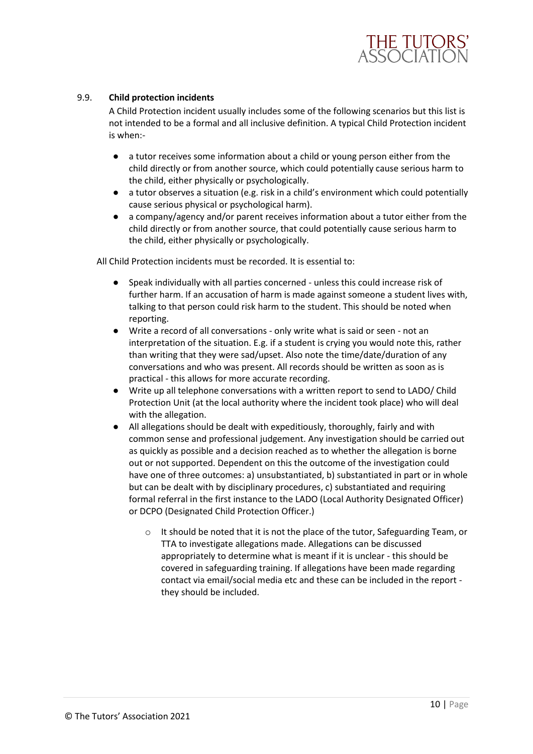### 9.9. **Child protection incidents**

A Child Protection incident usually includes some of the following scenarios but this list is not intended to be a formal and all inclusive definition. A typical Child Protection incident is when:-

- a tutor receives some information about a child or young person either from the child directly or from another source, which could potentially cause serious harm to the child, either physically or psychologically.
- a tutor observes a situation (e.g. risk in a child's environment which could potentially cause serious physical or psychological harm).
- a company/agency and/or parent receives information about a tutor either from the child directly or from another source, that could potentially cause serious harm to the child, either physically or psychologically.

All Child Protection incidents must be recorded. It is essential to:

- Speak individually with all parties concerned - unless this could increase risk of further harm. If an accusation of harm is made against someone a student lives with, talking to that person could risk harm to the student. This should be noted when reporting.
- Write a record of all conversations - only write what is said or seen - not an interpretation of the situation. E.g. if a student is crying you would note this, rather than writing that they were sad/upset. Also note the time/date/duration of any conversations and who was present. All records should be written as soon as is practical - this allows for more accurate recording.
- Write up all telephone conversations with a written report to send to LADO/ Child Protection Unit (at the local authority where the incident took place) who will deal with the allegation.
- All allegations should be dealt with expeditiously, thoroughly, fairly and with common sense and professional judgement. Any investigation should be carried out as quickly as possible and a decision reached as to whether the allegation is borne out or not supported. Dependent on this the outcome of the investigation could have one of three outcomes: a) unsubstantiated, b) substantiated in part or in whole but can be dealt with by disciplinary procedures, c) substantiated and requiring formal referral in the first instance to the LADO (Local Authority Designated Officer) or DCPO (Designated Child Protection Officer.)
    - It should be noted that it is not the place of the tutor, Safeguarding Team, or TTA to investigate allegations made. Allegations can be discussed appropriately to determine what is meant if it is unclear - this should be covered in safeguarding training. If allegations have been made regarding contact via email/social media etc and these can be included in the report - they should be included.

© The Tutors' Association 2021